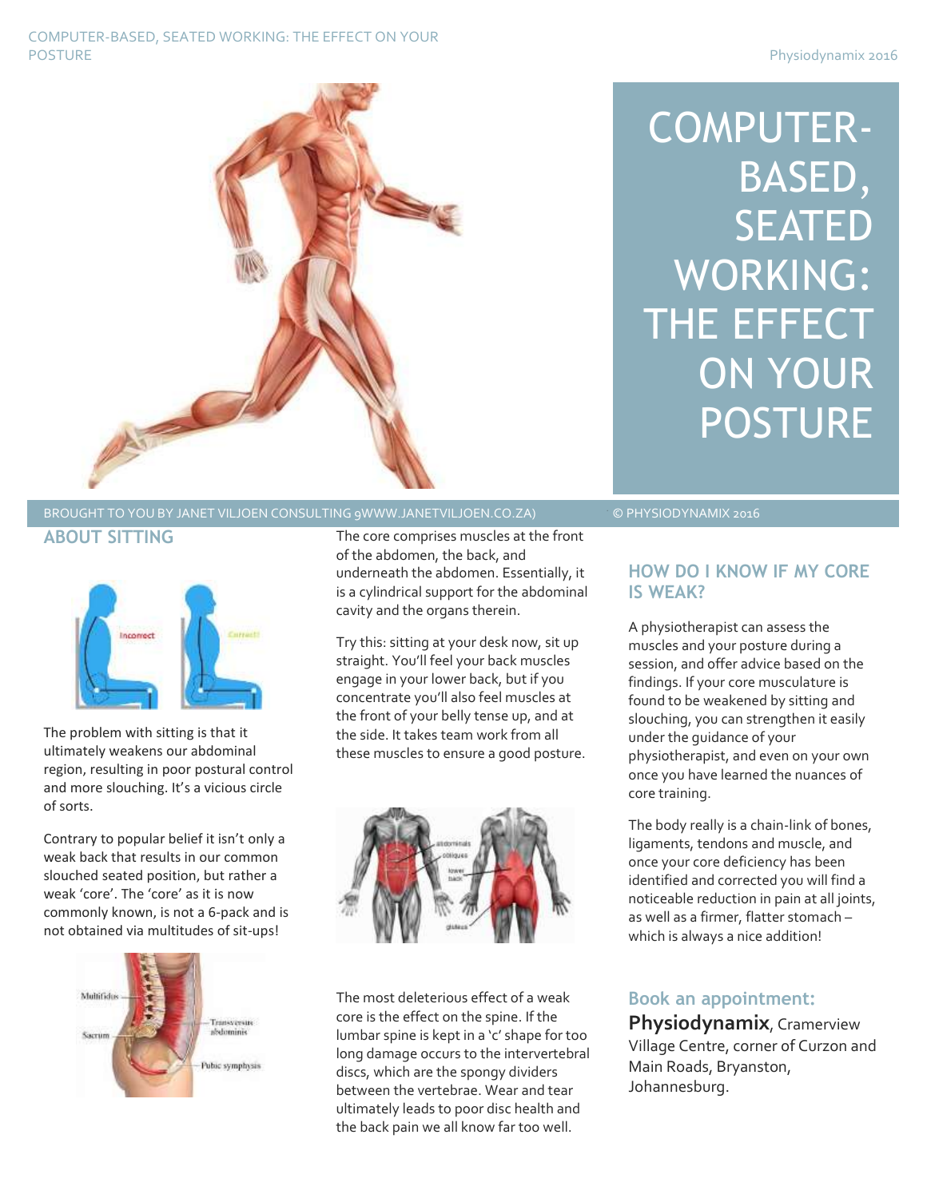# COMPUTER-BASED, SEATED WORKING: THE EFFECT ON YOUR POSTURE

BROUGHT TO YOU BY JANET VILJOEN CONSULTING 9WWW.JANETVILJOEN.CO.ZA) © PHYSIODYNAMIX 2016

## ABOUT SITTING

The problem with sitting is that it ultimately weakens our abdominal region, resulting in poor postural control and more slouching. It's a vicious circle of sorts.

Contrary to popular belief it isn't only a weak back that results in our common slouched seated position, but rather a weak 'core'. The 'core' as it is now commonly known, is not a 6-pack and is not obtained via multitudes of sit-ups!

The core comprises muscles at the front of the abdomen, the back, and underneath the abdomen. Essentially, it is a cylindrical support for the abdominal cavity and the organs therein.

Try this: sitting at your desk now, sit up straight. You'll feel your back muscles engage in your lower back, but if you concentrate you'll also feel muscles at the front of your belly tense up, and at the side. It takes team work from all these muscles to ensure a good posture.

The most deleterious effect of a weak core is the effect on the spine. If the lumbar spine is kept in a 'c' shape for too long damage occurs to the intervertebral discs, which are the spongy dividers between the vertebrae. Wear and tear ultimately leads to poor disc health and the back pain we all know far too well.

## HOW DO I KNOW IF MY CORE IS WEAK?

A physiotherapist can assess the muscles and your posture during a session, and offer advice based on the findings. If your core musculature is found to be weakened by sitting and slouching, you can strengthen it easily under the guidance of your physiotherapist, and even on your own once you have learned the nuances of core training.

The body really is a chain-link of bones, ligaments, tendons and muscle, and once your core deficiency has been identified and corrected you will find a noticeable reduction in pain at all joints, as well as a firmer, flatter stomach – which is always a nice addition!

## Book an appointment:

**Physiodynamix**, Cramerview Village Centre, corner of Curzon and Main Roads, Bryanston, Johannesburg.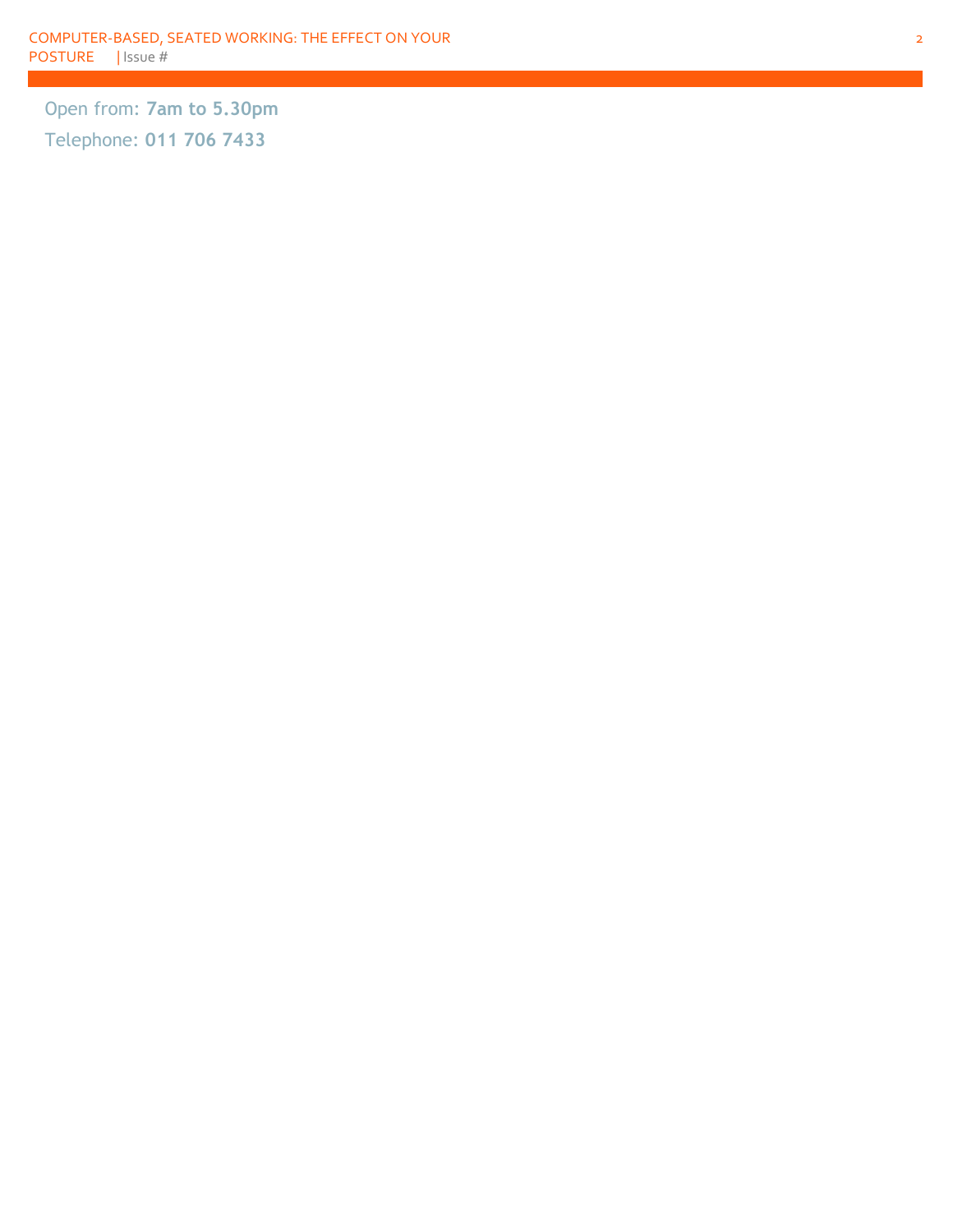Open from: **7am to 5.30pm**

Telephone: **011 706 7433**